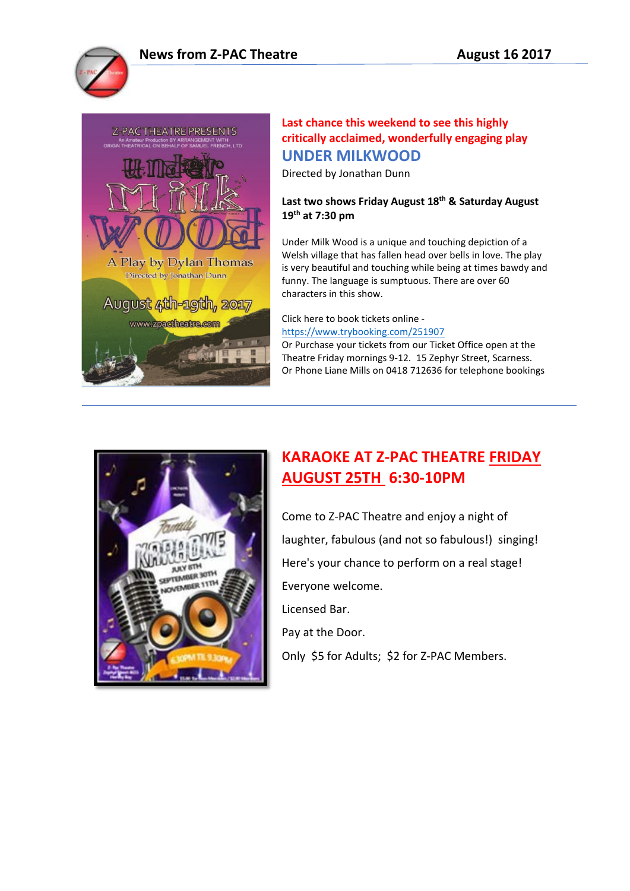# News from Z-PAC Theatre

**August 16 2017**

**Last chance this weekend to see this highly critically acclaimed, wonderfully engaging play**

## UNDER MILKWOOD

Directed by Jonathan Dunn

**Last two shows Friday August 18th & Saturday August 19th at 7:30 pm**

Under Milk Wood is a unique and touching depiction of a Welsh village that has fallen head over bells in love. The play is very beautiful and touching while being at times bawdy and funny. The language is sumptuous. There are over 60 characters in this show.

Click here to book tickets online - https://www.trybooking.com/251907
Or Purchase your tickets from our Ticket Office open at the Theatre Friday mornings 9-12. 15 Zephyr Street, Scarness.
Or Phone Liane Mills on 0418 712636 for telephone bookings

---

## KARAOKE AT Z-PAC THEATRE FRIDAY AUGUST 25TH 6:30-10PM

Come to Z-PAC Theatre and enjoy a night of laughter, fabulous (and not so fabulous!) singing!

Here's your chance to perform on a real stage!

Everyone welcome.

Licensed Bar.

Pay at the Door.

Only $5 for Adults; $2 for Z-PAC Members.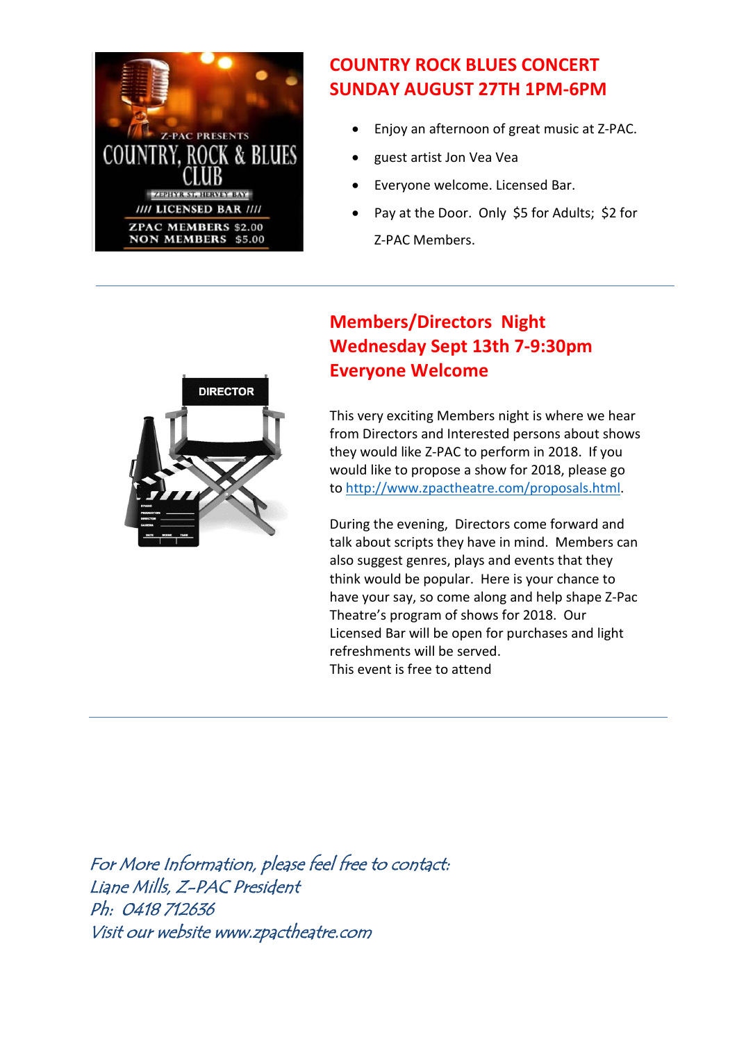## COUNTRY ROCK BLUES CONCERT
## SUNDAY AUGUST 27TH 1PM-6PM

- Enjoy an afternoon of great music at Z-PAC.
- guest artist Jon Vea Vea
- Everyone welcome. Licensed Bar.
- Pay at the Door. Only $5 for Adults; $2 for Z-PAC Members.

---

## Members/Directors Night
## Wednesday Sept 13th 7-9:30pm
## Everyone Welcome

This very exciting Members night is where we hear from Directors and Interested persons about shows they would like Z-PAC to perform in 2018. If you would like to propose a show for 2018, please go to http://www.zpactheatre.com/proposals.html.

During the evening, Directors come forward and talk about scripts they have in mind. Members can also suggest genres, plays and events that they think would be popular. Here is your chance to have your say, so come along and help shape Z-Pac Theatre's program of shows for 2018. Our Licensed Bar will be open for purchases and light refreshments will be served.
This event is free to attend

---

*For More Information, please feel free to contact:*
*Liane Mills, Z-PAC President*
*Ph: 0418 712636*
*Visit our website www.zpactheatre.com*